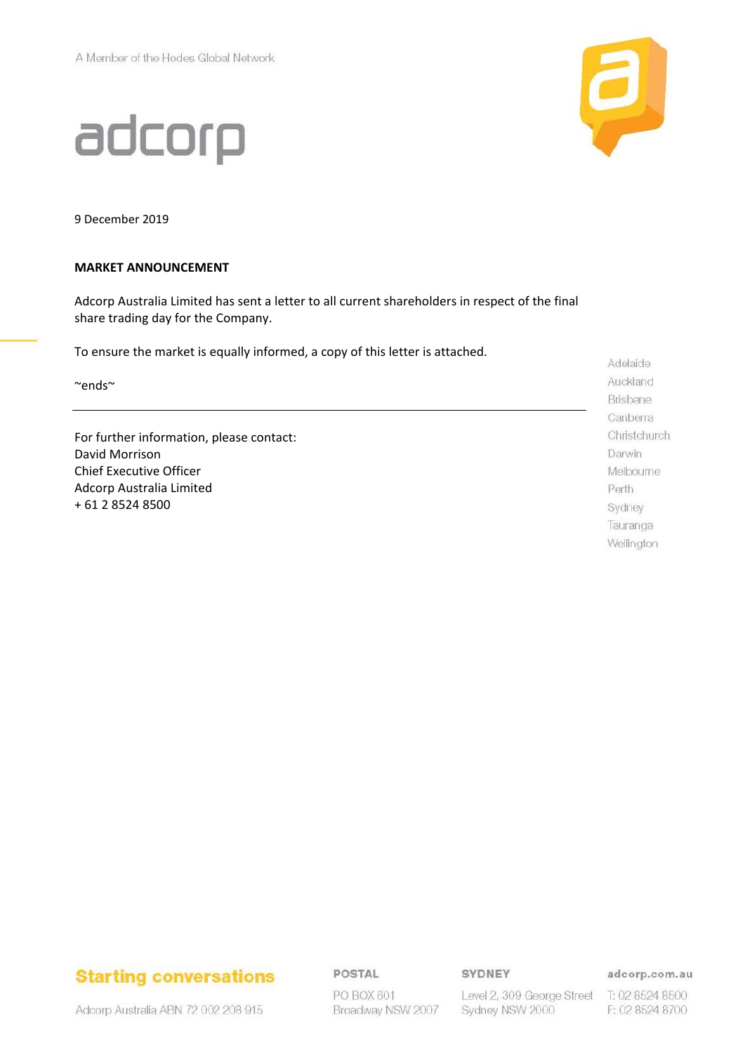A Member of the Hodes Global Network

adcorp

9 December 2019

**MARKET ANNOUNCEMENT**

Adcorp Australia Limited has sent a letter to all current shareholders in respect of the final share trading day for the Company.

To ensure the market is equally informed, a copy of this letter is attached.

~ends~

---

For further information, please contact:
David Morrison
Chief Executive Officer
Adcorp Australia Limited
+ 61 2 8524 8500

Adelaide
Auckland
Brisbane
Canberra
Christchurch
Darwin
Melbourne
Perth
Sydney
Tauranga
Wellington

**Starting conversations**

Adcorp Australia ABN 72 002 208 915

**POSTAL**
PO BOX 601
Broadway NSW 2007

**SYDNEY**
Level 2, 309 George Street
Sydney NSW 2000

**adcorp.com.au**
T: 02 8524 8500
F: 02 8524 8700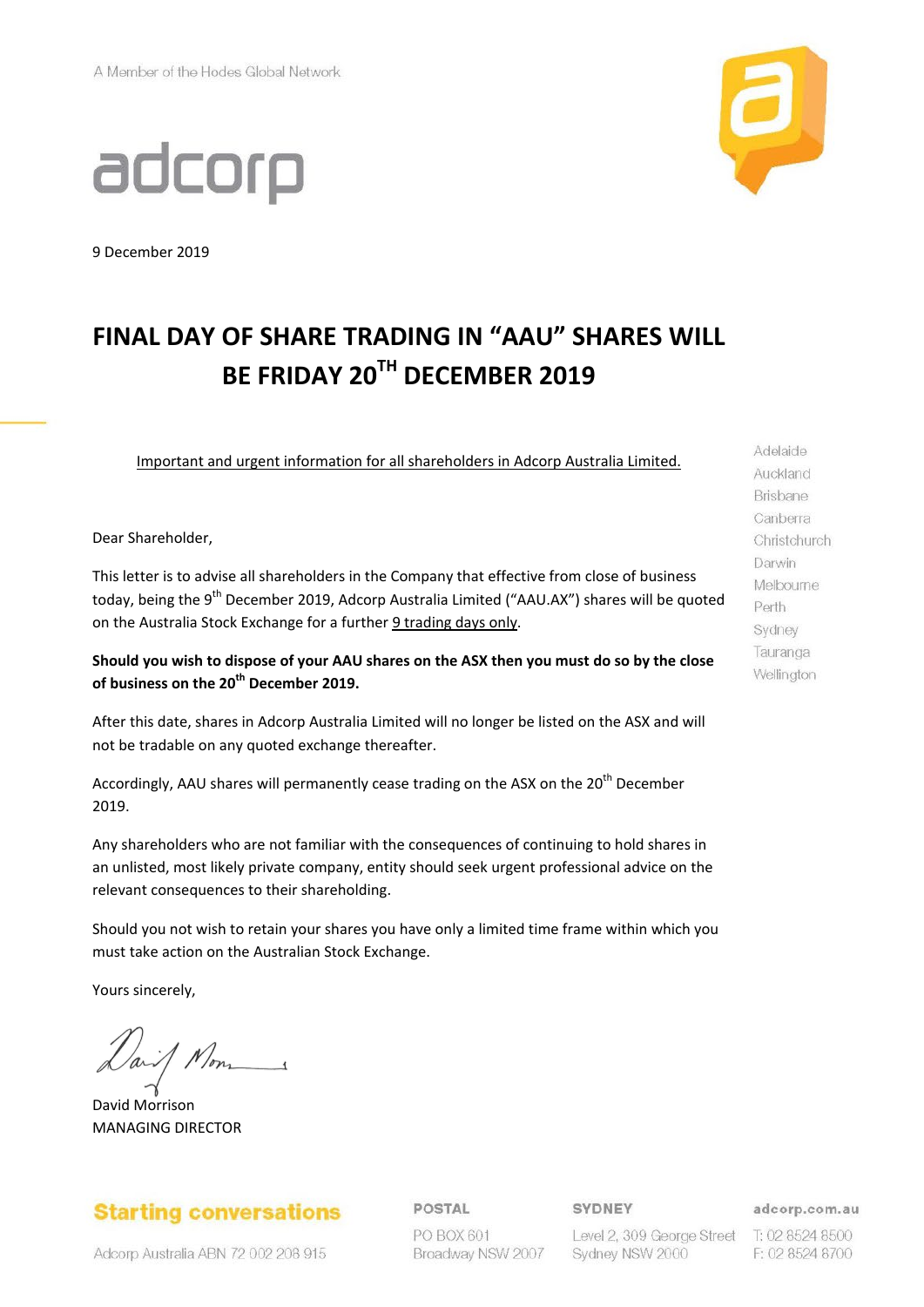A Member of the Hodes Global Network

adcorp

9 December 2019

# FINAL DAY OF SHARE TRADING IN "AAU" SHARES WILL BE FRIDAY 20TH DECEMBER 2019

Important and urgent information for all shareholders in Adcorp Australia Limited.

Adelaide
Auckland
Brisbane
Canberra
Christchurch
Darwin
Melbourne
Perth
Sydney
Tauranga
Wellington

Dear Shareholder,

This letter is to advise all shareholders in the Company that effective from close of business today, being the 9th December 2019, Adcorp Australia Limited ("AAU.AX") shares will be quoted on the Australia Stock Exchange for a further 9 trading days only.

**Should you wish to dispose of your AAU shares on the ASX then you must do so by the close of business on the 20th December 2019.**

After this date, shares in Adcorp Australia Limited will no longer be listed on the ASX and will not be tradable on any quoted exchange thereafter.

Accordingly, AAU shares will permanently cease trading on the ASX on the 20th December 2019.

Any shareholders who are not familiar with the consequences of continuing to hold shares in an unlisted, most likely private company, entity should seek urgent professional advice on the relevant consequences to their shareholding.

Should you not wish to retain your shares you have only a limited time frame within which you must take action on the Australian Stock Exchange.

Yours sincerely,

David Morrison
MANAGING DIRECTOR

**Starting conversations**

Adcorp Australia ABN 72 002 208 915

**POSTAL**
PO BOX 601
Broadway NSW 2007

**SYDNEY**
Level 2, 309 George Street
Sydney NSW 2000

**adcorp.com.au**
T: 02 8524 8500
F: 02 8524 8700